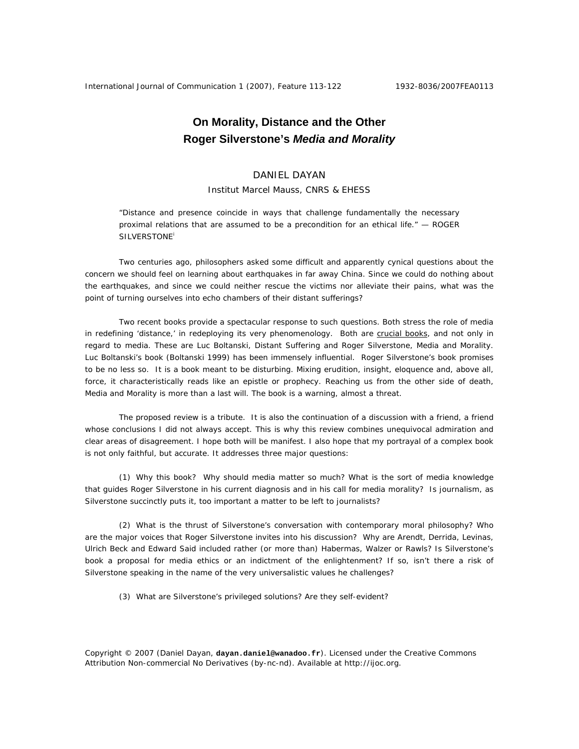# On Morality, Distance and the Other
# Roger Silverstone's *Media and Morality*

DANIEL DAYAN

Institut Marcel Mauss, CNRS & EHESS

> "Distance and presence coincide in ways that challenge fundamentally the necessary proximal relations that are assumed to be a precondition for an ethical life." — ROGER SILVERSTONE[i]

Two centuries ago, philosophers asked some difficult and apparently cynical questions about the concern we should feel on learning about earthquakes in far away China. Since we could do nothing about the earthquakes, and since we could neither rescue the victims nor alleviate their pains, what was the point of turning ourselves into echo chambers of their distant sufferings?

Two recent books provide a spectacular response to such questions. Both stress the role of media in redefining 'distance,' in redeploying its very phenomenology. Both are crucial books, and not only in regard to media. These are Luc Boltanski, Distant Suffering and Roger Silverstone, Media and Morality. Luc Boltanski's book (Boltanski 1999) has been immensely influential. Roger Silverstone's book promises to be no less so. It is a book meant to be disturbing. Mixing erudition, insight, eloquence and, above all, force, it characteristically reads like an epistle or prophecy. Reaching us from the other side of death, Media and Morality is more than a last will. The book is a warning, almost a threat.

The proposed review is a tribute. It is also the continuation of a discussion with a friend, a friend whose conclusions I did not always accept. This is why this review combines unequivocal admiration and clear areas of disagreement. I hope both will be manifest. I also hope that my portrayal of a complex book is not only faithful, but accurate. It addresses three major questions:

(1) Why this book? Why should media matter so much? What is the sort of media knowledge that guides Roger Silverstone in his current diagnosis and in his call for media morality? Is journalism, as Silverstone succinctly puts it, too important a matter to be left to journalists?

(2) What is the thrust of Silverstone's conversation with contemporary moral philosophy? Who are the major voices that Roger Silverstone invites into his discussion? Why are Arendt, Derrida, Levinas, Ulrich Beck and Edward Said included rather (or more than) Habermas, Walzer or Rawls? Is Silverstone's book a proposal for media ethics or an indictment of the enlightenment? If so, isn't there a risk of Silverstone speaking in the name of the very universalistic values he challenges?

(3) What are Silverstone's privileged solutions? Are they self-evident?

Copyright © 2007 (Daniel Dayan, **dayan.daniel@wanadoo.fr**). Licensed under the Creative Commons Attribution Non-commercial No Derivatives (by-nc-nd). Available at http://ijoc.org.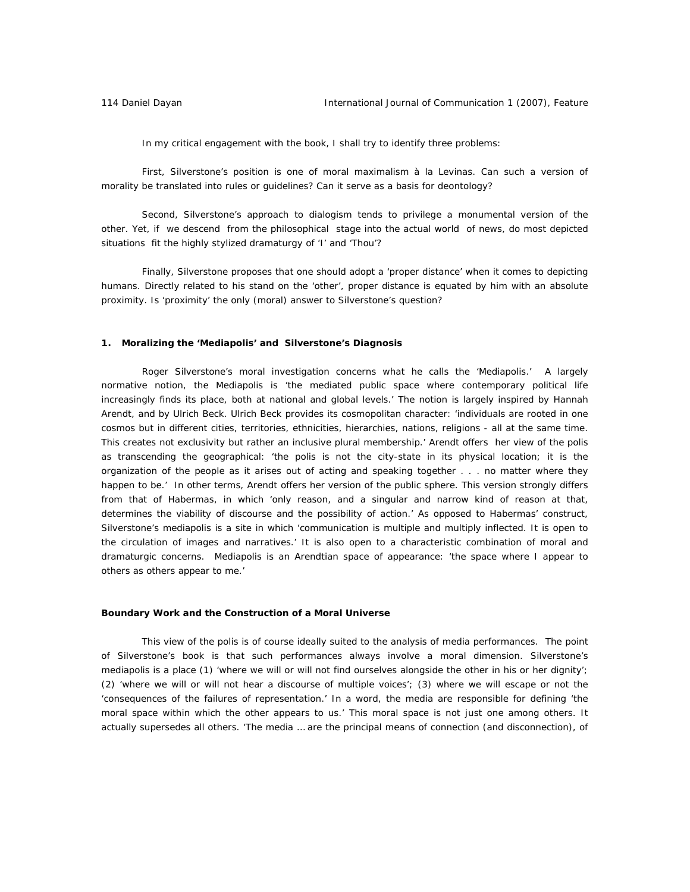In my critical engagement with the book, I shall try to identify three problems:

First, Silverstone's position is one of moral maximalism à la Levinas. Can such a version of morality be translated into rules or guidelines? Can it serve as a basis for deontology?

Second, Silverstone's approach to dialogism tends to privilege a monumental version of the other. Yet, if we descend from the philosophical stage into the actual world of news, do most depicted situations fit the highly stylized dramaturgy of 'I' and 'Thou'?

Finally, Silverstone proposes that one should adopt a 'proper distance' when it comes to depicting humans. Directly related to his stand on the 'other', proper distance is equated by him with an absolute proximity. Is 'proximity' the only (moral) answer to Silverstone's question?

### 1. Moralizing the 'Mediapolis' and Silverstone's Diagnosis

Roger Silverstone's moral investigation concerns what he calls the 'Mediapolis.' A largely normative notion, the Mediapolis is 'the mediated public space where contemporary political life increasingly finds its place, both at national and global levels.' The notion is largely inspired by Hannah Arendt, and by Ulrich Beck. Ulrich Beck provides its cosmopolitan character: 'individuals are rooted in one cosmos but in different cities, territories, ethnicities, hierarchies, nations, religions - all at the same time. This creates not exclusivity but rather an inclusive plural membership.' Arendt offers her view of the polis as transcending the geographical: 'the polis is not the city-state in its physical location; it is the organization of the people as it arises out of acting and speaking together . . . no matter where they happen to be.' In other terms, Arendt offers her version of the public sphere. This version strongly differs from that of Habermas, in which 'only reason, and a singular and narrow kind of reason at that, determines the viability of discourse and the possibility of action.' As opposed to Habermas' construct, Silverstone's mediapolis is a site in which 'communication is multiple and multiply inflected. It is open to the circulation of images and narratives.' It is also open to a characteristic combination of moral and dramaturgic concerns. Mediapolis is an Arendtian space of appearance: 'the space where I appear to others as others appear to me.'

### Boundary Work and the Construction of a Moral Universe

This view of the polis is of course ideally suited to the analysis of media performances. The point of Silverstone's book is that such performances always involve a moral dimension. Silverstone's mediapolis is a place (1) 'where we will or will not find ourselves alongside the other in his or her dignity'; (2) 'where we will or will not hear a discourse of multiple voices'; (3) where we will escape or not the 'consequences of the failures of representation.' In a word, the media are responsible for defining 'the moral space within which the other appears to us.' This moral space is not just one among others. It actually supersedes all others. 'The media … are the principal means of connection (and disconnection), of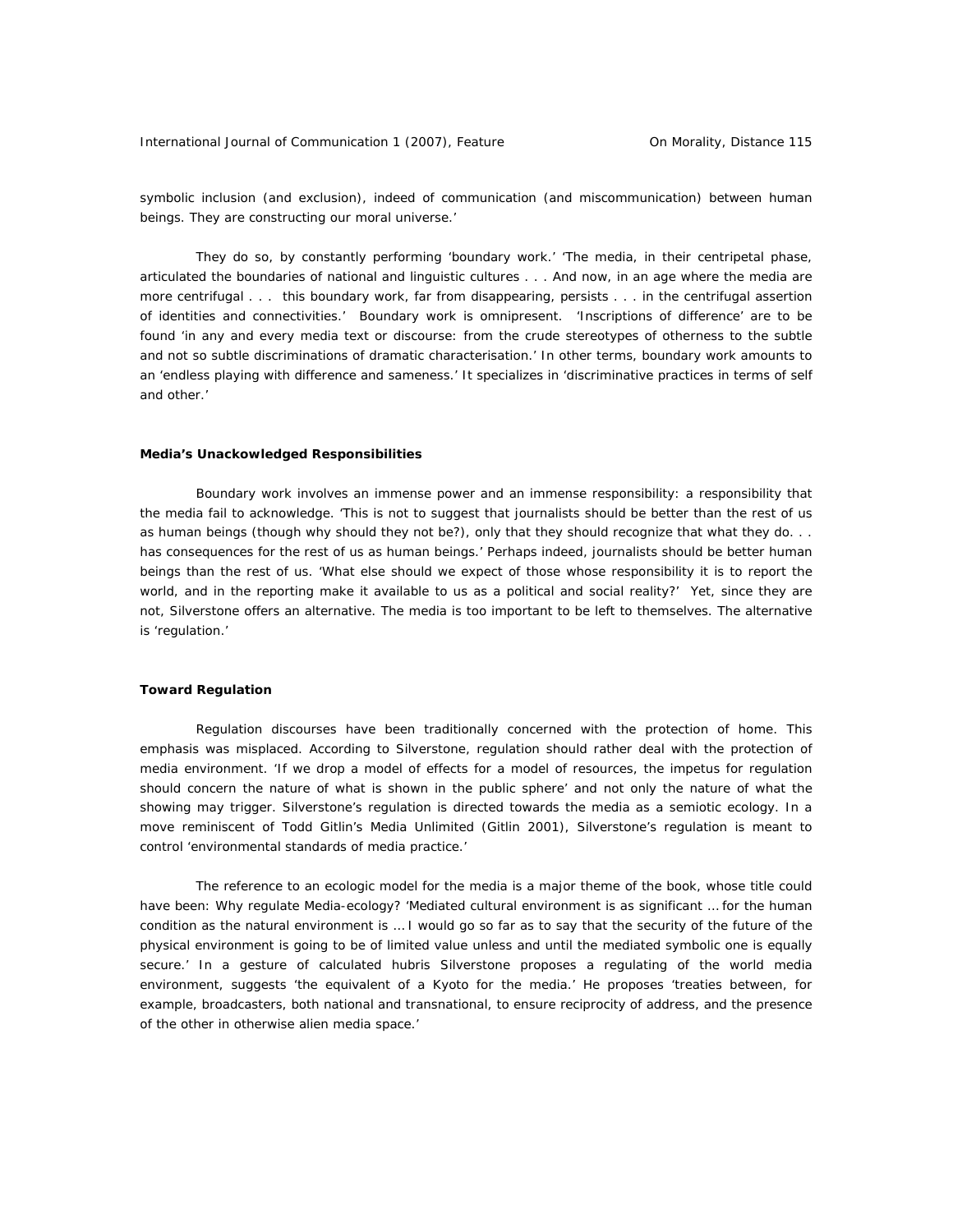symbolic inclusion (and exclusion), indeed of communication (and miscommunication) between human beings. They are constructing our moral universe.'

They do so, by constantly performing 'boundary work.' 'The media, in their centripetal phase, articulated the boundaries of national and linguistic cultures . . . And now, in an age where the media are more centrifugal . . . this boundary work, far from disappearing, persists . . . in the centrifugal assertion of identities and connectivities.' Boundary work is omnipresent. 'Inscriptions of difference' are to be found 'in any and every media text or discourse: from the crude stereotypes of otherness to the subtle and not so subtle discriminations of dramatic characterisation.' In other terms, boundary work amounts to an 'endless playing with difference and sameness.' It specializes in 'discriminative practices in terms of self and other.'

**Media's Unackowledged Responsibilities**

Boundary work involves an immense power and an immense responsibility: a responsibility that the media fail to acknowledge. 'This is not to suggest that journalists should be better than the rest of us as human beings (though why should they not be?), only that they should recognize that what they do. . . has consequences for the rest of us as human beings.' Perhaps indeed, journalists should be better human beings than the rest of us. 'What else should we expect of those whose responsibility it is to report the world, and in the reporting make it available to us as a political and social reality?' Yet, since they are not, Silverstone offers an alternative. The media is too important to be left to themselves. The alternative is 'regulation.'

**Toward Regulation**

Regulation discourses have been traditionally concerned with the protection of home. This emphasis was misplaced. According to Silverstone, regulation should rather deal with the protection of media environment. 'If we drop a model of effects for a model of resources, the impetus for regulation should concern the nature of what is shown in the public sphere' and not only the nature of what the showing may trigger. Silverstone's regulation is directed towards the media as a semiotic ecology. In a move reminiscent of Todd Gitlin's Media Unlimited (Gitlin 2001), Silverstone's regulation is meant to control 'environmental standards of media practice.'

The reference to an ecologic model for the media is a major theme of the book, whose title could have been: Why regulate Media-ecology? 'Mediated cultural environment is as significant … for the human condition as the natural environment is … I would go so far as to say that the security of the future of the physical environment is going to be of limited value unless and until the mediated symbolic one is equally secure.' In a gesture of calculated hubris Silverstone proposes a regulating of the world media environment, suggests 'the equivalent of a Kyoto for the media.' He proposes 'treaties between, for example, broadcasters, both national and transnational, to ensure reciprocity of address, and the presence of the other in otherwise alien media space.'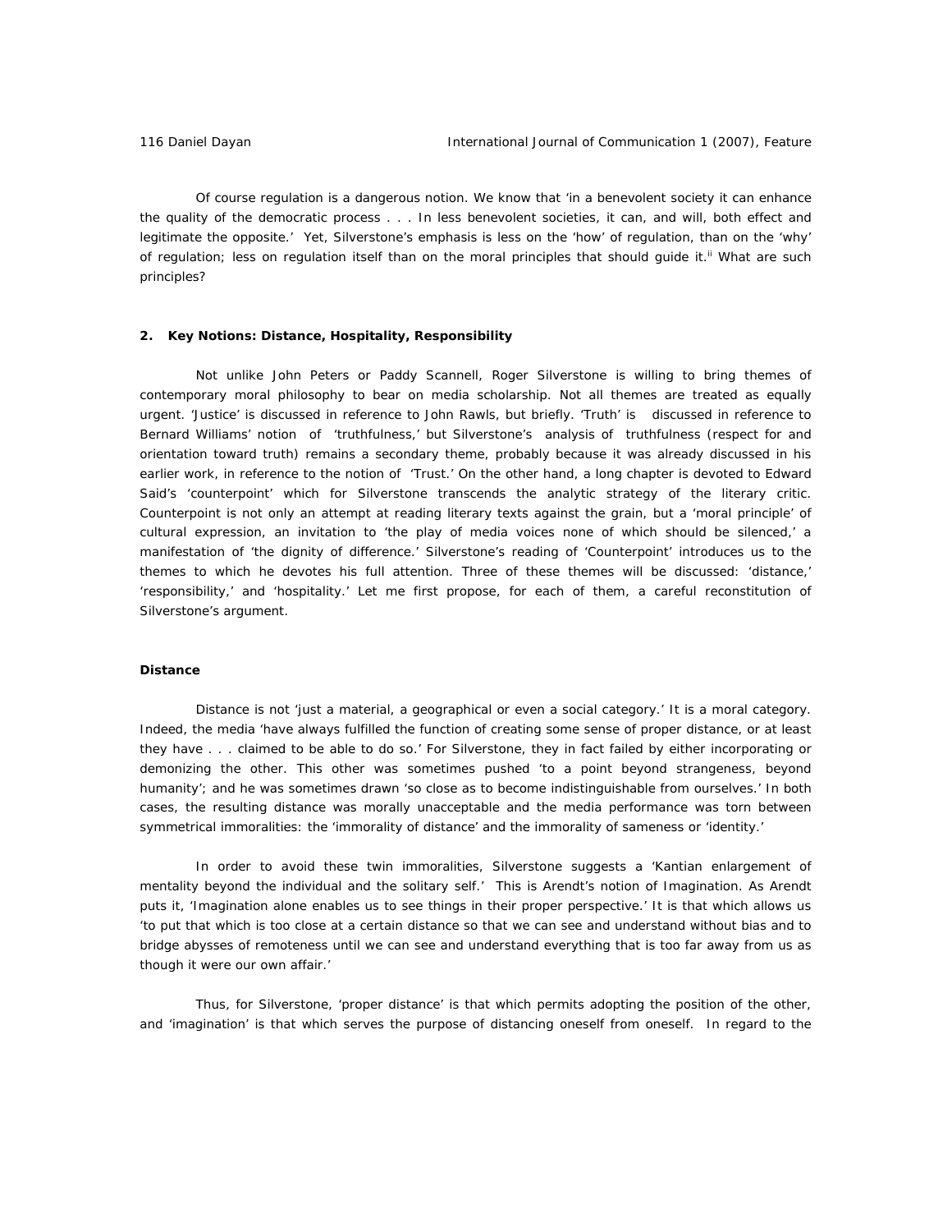Of course regulation is a dangerous notion. We know that 'in a benevolent society it can enhance the quality of the democratic process . . . In less benevolent societies, it can, and will, both effect and legitimate the opposite.' Yet, Silverstone's emphasis is less on the 'how' of regulation, than on the 'why' of regulation; less on regulation itself than on the moral principles that should guide it.[ii] What are such principles?

## 2. Key Notions: Distance, Hospitality, Responsibility

Not unlike John Peters or Paddy Scannell, Roger Silverstone is willing to bring themes of contemporary moral philosophy to bear on media scholarship. Not all themes are treated as equally urgent. 'Justice' is discussed in reference to John Rawls, but briefly. 'Truth' is discussed in reference to Bernard Williams' notion of 'truthfulness,' but Silverstone's analysis of truthfulness (respect for and orientation toward truth) remains a secondary theme, probably because it was already discussed in his earlier work, in reference to the notion of 'Trust.' On the other hand, a long chapter is devoted to Edward Said's 'counterpoint' which for Silverstone transcends the analytic strategy of the literary critic. Counterpoint is not only an attempt at reading literary texts against the grain, but a 'moral principle' of cultural expression, an invitation to 'the play of media voices none of which should be silenced,' a manifestation of 'the dignity of difference.' Silverstone's reading of 'Counterpoint' introduces us to the themes to which he devotes his full attention. Three of these themes will be discussed: 'distance,' 'responsibility,' and 'hospitality.' Let me first propose, for each of them, a careful reconstitution of Silverstone's argument.

### Distance

Distance is not 'just a material, a geographical or even a social category.' It is a moral category. Indeed, the media 'have always fulfilled the function of creating some sense of proper distance, or at least they have . . . claimed to be able to do so.' For Silverstone, they in fact failed by either incorporating or demonizing the other. This other was sometimes pushed 'to a point beyond strangeness, beyond humanity'; and he was sometimes drawn 'so close as to become indistinguishable from ourselves.' In both cases, the resulting distance was morally unacceptable and the media performance was torn between symmetrical immoralities: the 'immorality of distance' and the immorality of sameness or 'identity.'

In order to avoid these twin immoralities, Silverstone suggests a 'Kantian enlargement of mentality beyond the individual and the solitary self.' This is Arendt's notion of Imagination. As Arendt puts it, 'Imagination alone enables us to see things in their proper perspective.' It is that which allows us 'to put that which is too close at a certain distance so that we can see and understand without bias and to bridge abysses of remoteness until we can see and understand everything that is too far away from us as though it were our own affair.'

Thus, for Silverstone, 'proper distance' is that which permits adopting the position of the other, and 'imagination' is that which serves the purpose of distancing oneself from oneself. In regard to the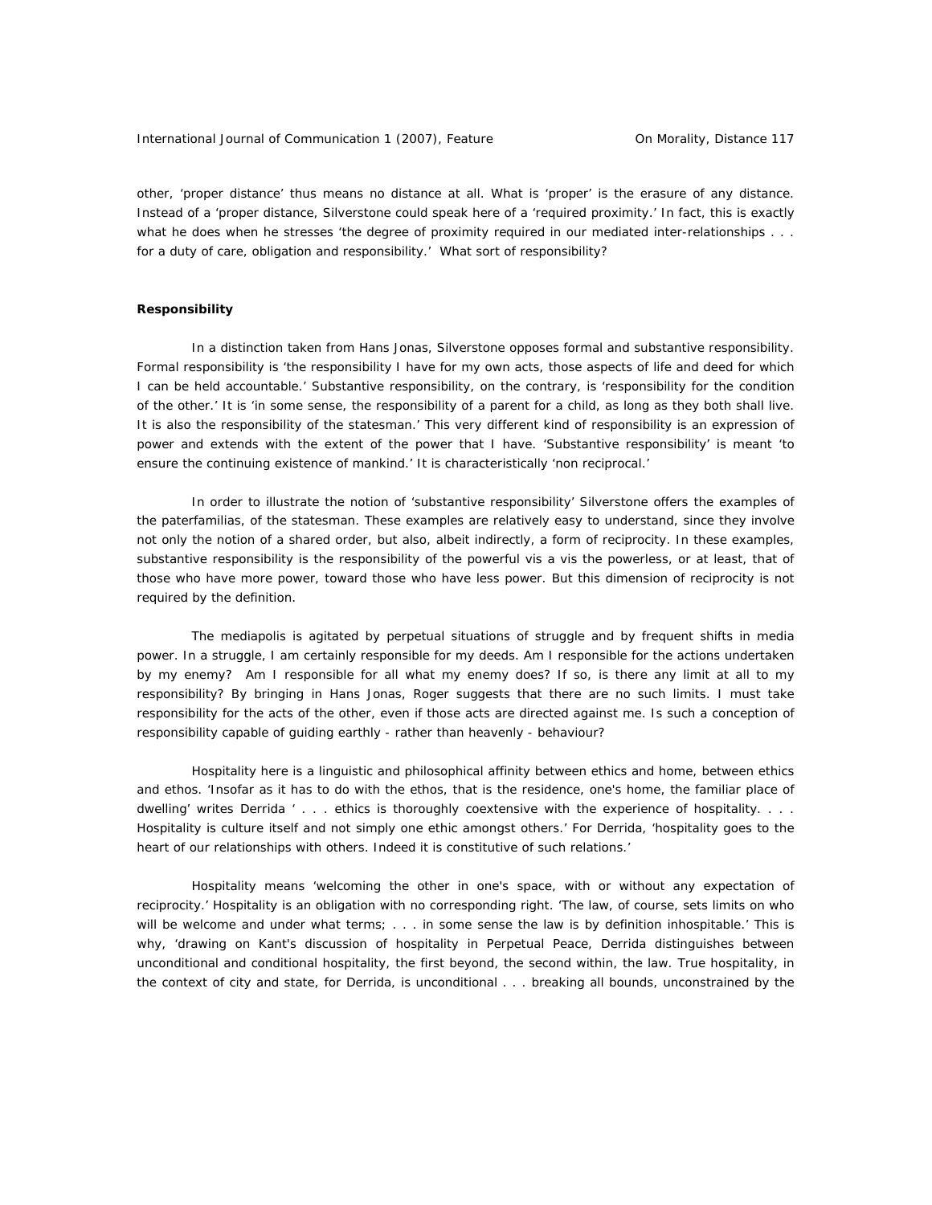other, 'proper distance' thus means no distance at all. What is 'proper' is the erasure of any distance. Instead of a 'proper distance, Silverstone could speak here of a 'required proximity.' In fact, this is exactly what he does when he stresses 'the degree of proximity required in our mediated inter-relationships . . . for a duty of care, obligation and responsibility.' What sort of responsibility?

**Responsibility**

In a distinction taken from Hans Jonas, Silverstone opposes formal and substantive responsibility. Formal responsibility is 'the responsibility I have for my own acts, those aspects of life and deed for which I can be held accountable.' Substantive responsibility, on the contrary, is 'responsibility for the condition of the other.' It is 'in some sense, the responsibility of a parent for a child, as long as they both shall live. It is also the responsibility of the statesman.' This very different kind of responsibility is an expression of power and extends with the extent of the power that I have. 'Substantive responsibility' is meant 'to ensure the continuing existence of mankind.' It is characteristically 'non reciprocal.'

In order to illustrate the notion of 'substantive responsibility' Silverstone offers the examples of the paterfamilias, of the statesman. These examples are relatively easy to understand, since they involve not only the notion of a shared order, but also, albeit indirectly, a form of reciprocity. In these examples, substantive responsibility is the responsibility of the powerful vis a vis the powerless, or at least, that of those who have more power, toward those who have less power. But this dimension of reciprocity is not required by the definition.

The mediapolis is agitated by perpetual situations of struggle and by frequent shifts in media power. In a struggle, I am certainly responsible for my deeds. Am I responsible for the actions undertaken by my enemy? Am I responsible for all what my enemy does? If so, is there any limit at all to my responsibility? By bringing in Hans Jonas, Roger suggests that there are no such limits. I must take responsibility for the acts of the other, even if those acts are directed against me. Is such a conception of responsibility capable of guiding earthly - rather than heavenly - behaviour?

Hospitality here is a linguistic and philosophical affinity between ethics and home, between ethics and ethos. 'Insofar as it has to do with the ethos, that is the residence, one's home, the familiar place of dwelling' writes Derrida ' . . . ethics is thoroughly coextensive with the experience of hospitality. . . . Hospitality is culture itself and not simply one ethic amongst others.' For Derrida, 'hospitality goes to the heart of our relationships with others. Indeed it is constitutive of such relations.'

Hospitality means 'welcoming the other in one's space, with or without any expectation of reciprocity.' Hospitality is an obligation with no corresponding right. 'The law, of course, sets limits on who will be welcome and under what terms; . . . in some sense the law is by definition inhospitable.' This is why, 'drawing on Kant's discussion of hospitality in Perpetual Peace, Derrida distinguishes between unconditional and conditional hospitality, the first beyond, the second within, the law. True hospitality, in the context of city and state, for Derrida, is unconditional . . . breaking all bounds, unconstrained by the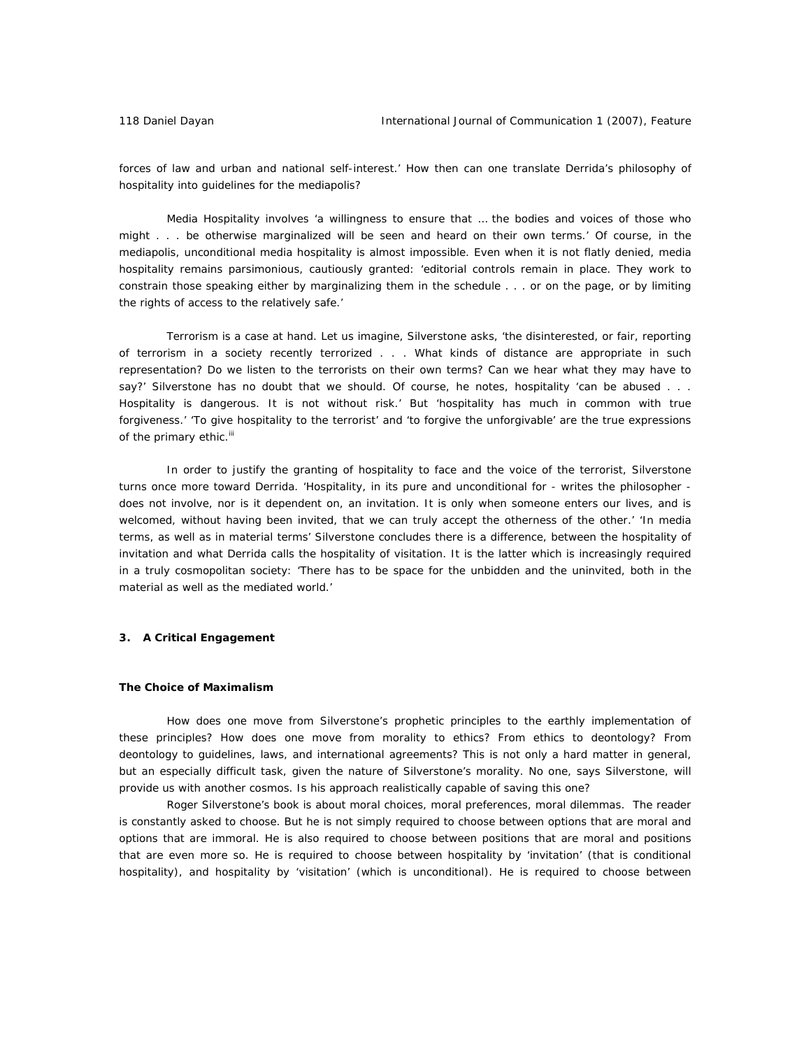forces of law and urban and national self-interest.' How then can one translate Derrida's philosophy of hospitality into guidelines for the mediapolis?

Media Hospitality involves 'a willingness to ensure that … the bodies and voices of those who might . . . be otherwise marginalized will be seen and heard on their own terms.' Of course, in the mediapolis, unconditional media hospitality is almost impossible. Even when it is not flatly denied, media hospitality remains parsimonious, cautiously granted: 'editorial controls remain in place. They work to constrain those speaking either by marginalizing them in the schedule . . . or on the page, or by limiting the rights of access to the relatively safe.'

Terrorism is a case at hand. Let us imagine, Silverstone asks, 'the disinterested, or fair, reporting of terrorism in a society recently terrorized . . . What kinds of distance are appropriate in such representation? Do we listen to the terrorists on their own terms? Can we hear what they may have to say?' Silverstone has no doubt that we should. Of course, he notes, hospitality 'can be abused . . . Hospitality is dangerous. It is not without risk.' But 'hospitality has much in common with true forgiveness.' 'To give hospitality to the terrorist' and 'to forgive the unforgivable' are the true expressions of the primary ethic.[iii]

In order to justify the granting of hospitality to face and the voice of the terrorist, Silverstone turns once more toward Derrida. 'Hospitality, in its pure and unconditional for - writes the philosopher - does not involve, nor is it dependent on, an invitation. It is only when someone enters our lives, and is welcomed, without having been invited, that we can truly accept the otherness of the other.' 'In media terms, as well as in material terms' Silverstone concludes there is a difference, between the hospitality of invitation and what Derrida calls the hospitality of visitation. It is the latter which is increasingly required in a truly cosmopolitan society: 'There has to be space for the unbidden and the uninvited, both in the material as well as the mediated world.'

## 3. A Critical Engagement

### The Choice of Maximalism

How does one move from Silverstone's prophetic principles to the earthly implementation of these principles? How does one move from morality to ethics? From ethics to deontology? From deontology to guidelines, laws, and international agreements? This is not only a hard matter in general, but an especially difficult task, given the nature of Silverstone's morality. No one, says Silverstone, will provide us with another cosmos. Is his approach realistically capable of saving this one?

Roger Silverstone's book is about moral choices, moral preferences, moral dilemmas. The reader is constantly asked to choose. But he is not simply required to choose between options that are moral and options that are immoral. He is also required to choose between positions that are moral and positions that are even more so. He is required to choose between hospitality by 'invitation' (that is conditional hospitality), and hospitality by 'visitation' (which is unconditional). He is required to choose between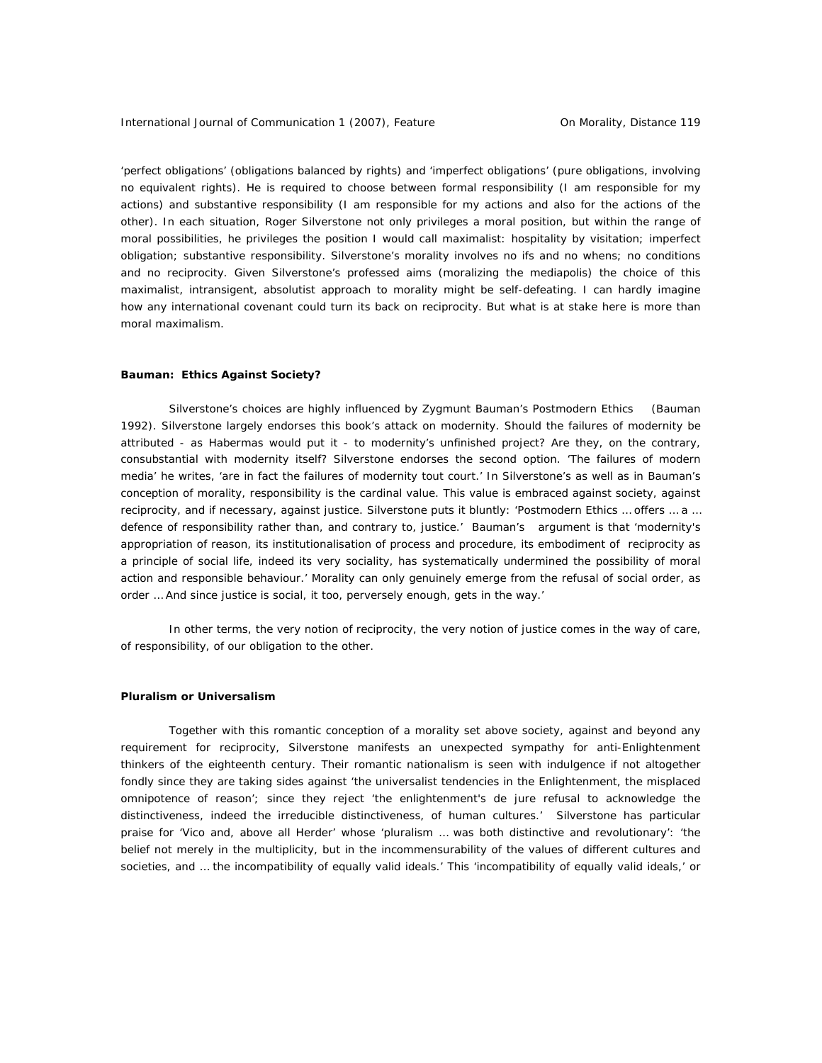'perfect obligations' (obligations balanced by rights) and 'imperfect obligations' (pure obligations, involving no equivalent rights). He is required to choose between formal responsibility (I am responsible for my actions) and substantive responsibility (I am responsible for my actions and also for the actions of the other). In each situation, Roger Silverstone not only privileges a moral position, but within the range of moral possibilities, he privileges the position I would call maximalist: hospitality by visitation; imperfect obligation; substantive responsibility. Silverstone's morality involves no ifs and no whens; no conditions and no reciprocity. Given Silverstone's professed aims (moralizing the mediapolis) the choice of this maximalist, intransigent, absolutist approach to morality might be self-defeating. I can hardly imagine how any international covenant could turn its back on reciprocity. But what is at stake here is more than moral maximalism.

### Bauman: Ethics Against Society?

Silverstone's choices are highly influenced by Zygmunt Bauman's *Postmodern Ethics* (Bauman 1992). Silverstone largely endorses this book's attack on modernity. Should the failures of modernity be attributed - as Habermas would put it - to modernity's unfinished project? Are they, on the contrary, consubstantial with modernity itself? Silverstone endorses the second option. 'The failures of modern media' he writes, 'are in fact the failures of modernity *tout court*.' In Silverstone's as well as in Bauman's conception of morality, responsibility is the cardinal value. This value is embraced against society, against reciprocity, and if necessary, against justice. Silverstone puts it bluntly: '*Postmodern Ethics* … offers … a … defence of responsibility rather than, and contrary to, justice.' Bauman's argument is that 'modernity's appropriation of reason, its institutionalisation of process and procedure, its embodiment of reciprocity as a principle of social life, indeed its very sociality, has systematically undermined the possibility of moral action and responsible behaviour.' Morality can only genuinely emerge from the refusal of social order, as order … And since justice is social, it too, perversely enough, gets in the way.'

In other terms, the very notion of reciprocity, the very notion of justice comes in the way of care, of responsibility, of our obligation to the other.

### Pluralism or Universalism

Together with this romantic conception of a morality set above society, against and beyond any requirement for reciprocity, Silverstone manifests an unexpected sympathy for anti-Enlightenment thinkers of the eighteenth century. Their romantic nationalism is seen with indulgence if not altogether fondly since they are taking sides against 'the universalist tendencies in the Enlightenment, the misplaced omnipotence of reason'; since they reject 'the enlightenment's *de jure* refusal to acknowledge the distinctiveness, indeed the irreducible distinctiveness, of human cultures.' Silverstone has particular praise for 'Vico and, above all Herder' whose 'pluralism … was both distinctive and revolutionary': 'the belief not merely in the multiplicity, but in the incommensurability of the values of different cultures and societies, and … the incompatibility of equally valid ideals.' This 'incompatibility of equally valid ideals,' or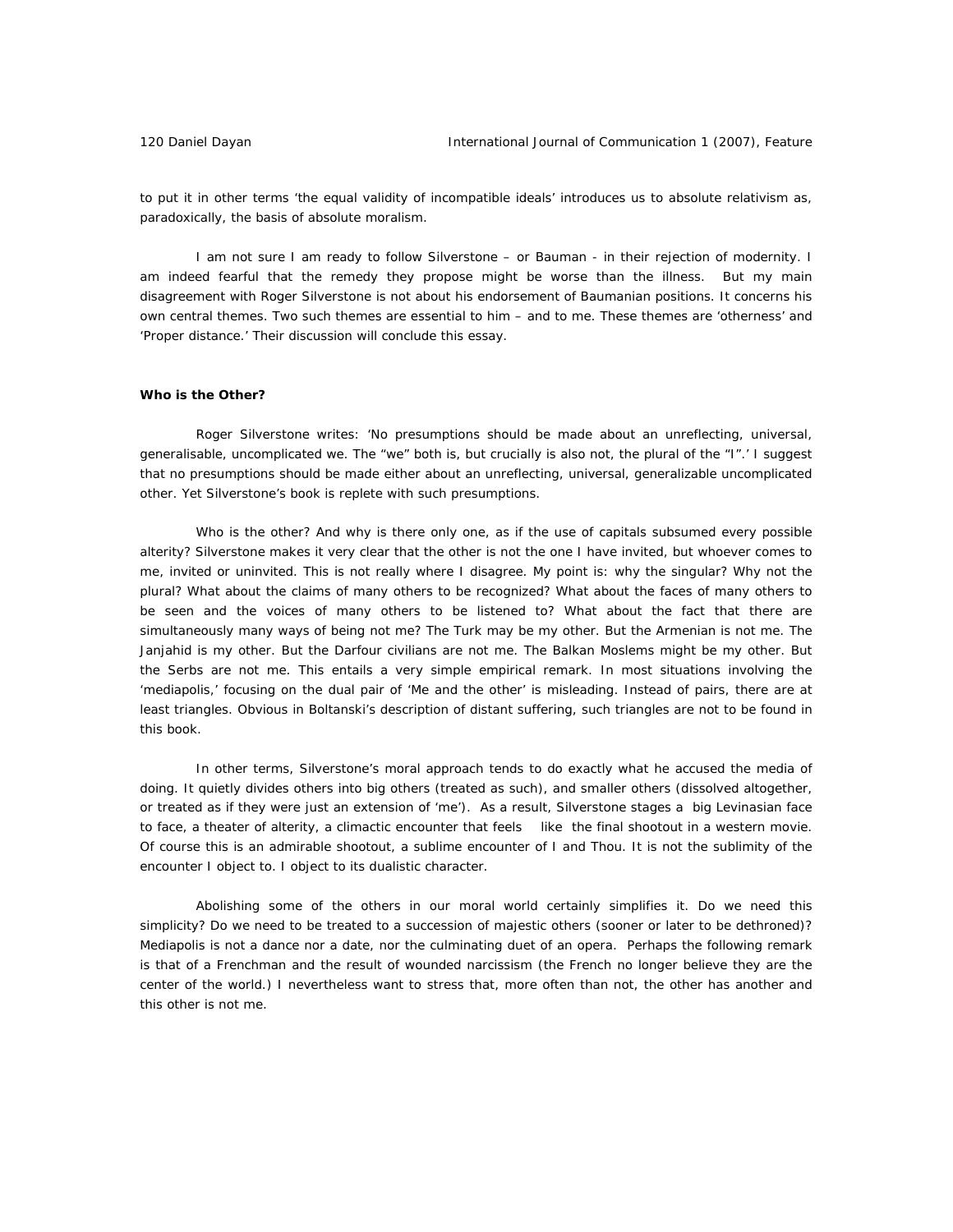to put it in other terms 'the equal validity of incompatible ideals' introduces us to absolute relativism as, paradoxically, the basis of absolute moralism.

I am not sure I am ready to follow Silverstone – or Bauman - in their rejection of modernity. I am indeed fearful that the remedy they propose might be worse than the illness. But my main disagreement with Roger Silverstone is not about his endorsement of Baumanian positions. It concerns his own central themes. Two such themes are essential to him – and to me. These themes are 'otherness' and 'Proper distance.' Their discussion will conclude this essay.

**Who is the Other?**

Roger Silverstone writes: 'No presumptions should be made about an unreflecting, universal, generalisable, uncomplicated we. The "we" both is, but crucially is also not, the plural of the "I".' I suggest that no presumptions should be made either about an unreflecting, universal, generalizable uncomplicated other. Yet Silverstone's book is replete with such presumptions.

Who is the other? And why is there only one, as if the use of capitals subsumed every possible alterity? Silverstone makes it very clear that the other is not the one I have invited, but whoever comes to me, invited or uninvited. This is not really where I disagree. My point is: why the singular? Why not the plural? What about the claims of many others to be recognized? What about the faces of many others to be seen and the voices of many others to be listened to? What about the fact that there are simultaneously many ways of being not me? The Turk may be my other. But the Armenian is not me. The Janjahid is my other. But the Darfour civilians are not me. The Balkan Moslems might be my other. But the Serbs are not me. This entails a very simple empirical remark. In most situations involving the 'mediapolis,' focusing on the dual pair of 'Me and the other' is misleading. Instead of pairs, there are at least triangles. Obvious in Boltanski's description of distant suffering, such triangles are not to be found in this book.

In other terms, Silverstone's moral approach tends to do exactly what he accused the media of doing. It quietly divides others into big others (treated as such), and smaller others (dissolved altogether, or treated as if they were just an extension of 'me'). As a result, Silverstone stages a big Levinasian face to face, a theater of alterity, a climactic encounter that feels like the final shootout in a western movie. Of course this is an admirable shootout, a sublime encounter of I and Thou. It is not the sublimity of the encounter I object to. I object to its dualistic character.

Abolishing some of the others in our moral world certainly simplifies it. Do we need this simplicity? Do we need to be treated to a succession of majestic others (sooner or later to be dethroned)? Mediapolis is not a dance nor a date, nor the culminating duet of an opera. Perhaps the following remark is that of a Frenchman and the result of wounded narcissism (the French no longer believe they are the center of the world.) I nevertheless want to stress that, more often than not, the other has another and this other is not me.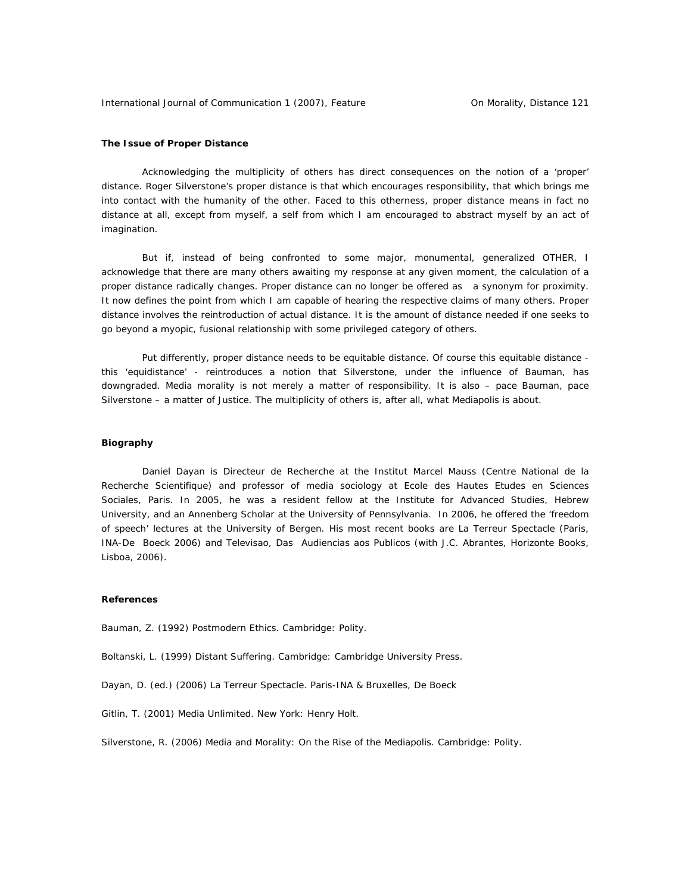### The Issue of Proper Distance

Acknowledging the multiplicity of others has direct consequences on the notion of a 'proper' distance. Roger Silverstone's proper distance is that which encourages responsibility, that which brings me into contact with the humanity of the other. Faced to this otherness, proper distance means in fact no distance at all, except from myself, a self from which I am encouraged to abstract myself by an act of imagination.

But if, instead of being confronted to some major, monumental, generalized OTHER, I acknowledge that there are many others awaiting my response at any given moment, the calculation of a proper distance radically changes. Proper distance can no longer be offered as a synonym for proximity. It now defines the point from which I am capable of hearing the respective claims of many others. Proper distance involves the reintroduction of actual distance. It is the amount of distance needed if one seeks to go beyond a myopic, fusional relationship with some privileged category of others.

Put differently, proper distance needs to be equitable distance. Of course this equitable distance - this 'equidistance' - reintroduces a notion that Silverstone, under the influence of Bauman, has downgraded. Media morality is not merely a matter of responsibility. It is also – pace Bauman, pace Silverstone – a matter of Justice. The multiplicity of others is, after all, what Mediapolis is about.

### Biography

Daniel Dayan is Directeur de Recherche at the Institut Marcel Mauss (Centre National de la Recherche Scientifique) and professor of media sociology at Ecole des Hautes Etudes en Sciences Sociales, Paris. In 2005, he was a resident fellow at the Institute for Advanced Studies, Hebrew University, and an Annenberg Scholar at the University of Pennsylvania. In 2006, he offered the 'freedom of speech' lectures at the University of Bergen. His most recent books are La Terreur Spectacle (Paris, INA-De Boeck 2006) and Televisao, Das Audiencias aos Publicos (with J.C. Abrantes, Horizonte Books, Lisboa, 2006).

### References

Bauman, Z. (1992) Postmodern Ethics. Cambridge: Polity.

Boltanski, L. (1999) Distant Suffering. Cambridge: Cambridge University Press.

Dayan, D. (ed.) (2006) La Terreur Spectacle. Paris-INA & Bruxelles, De Boeck

Gitlin, T. (2001) Media Unlimited. New York: Henry Holt.

Silverstone, R. (2006) Media and Morality: On the Rise of the Mediapolis. Cambridge: Polity.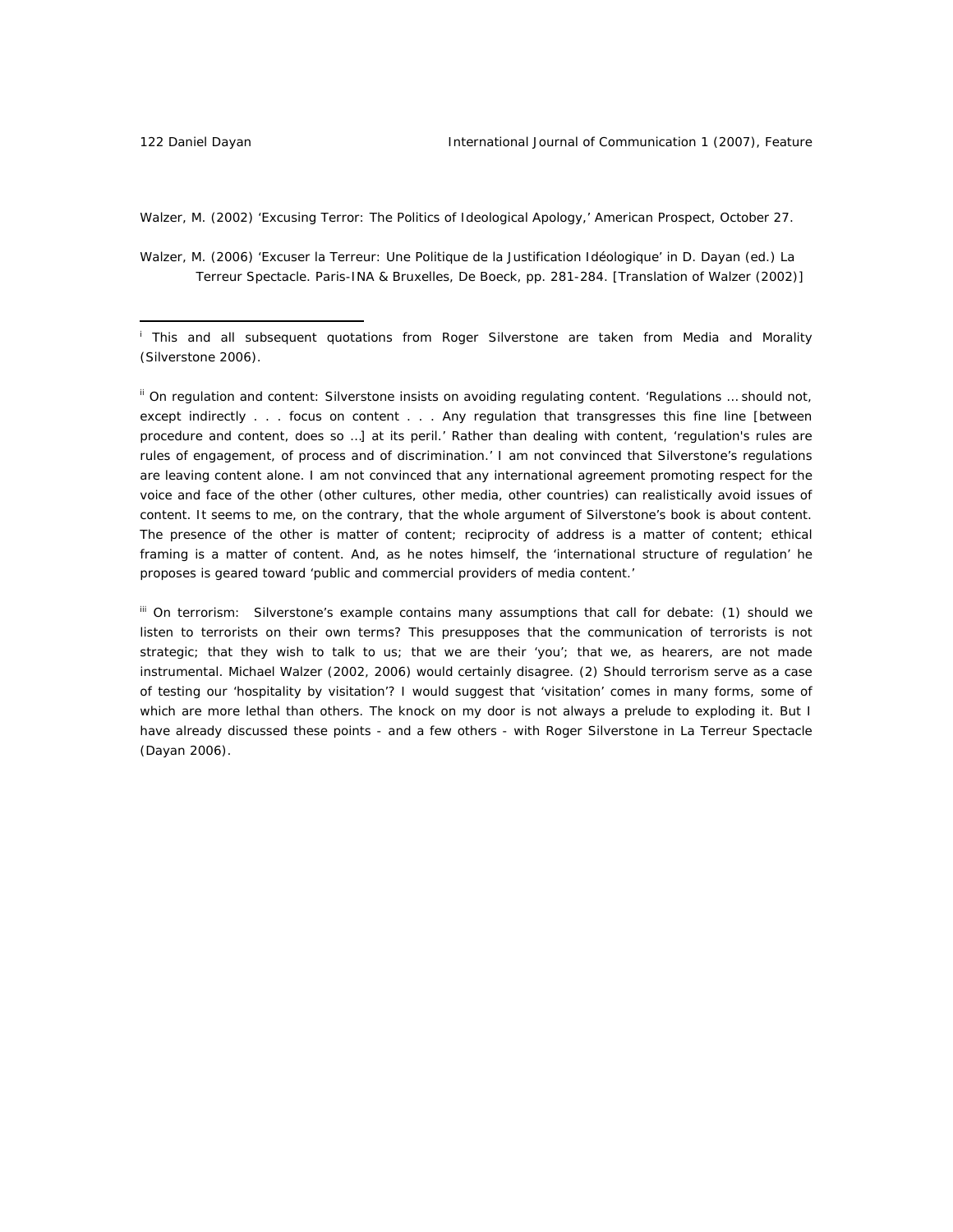Walzer, M. (2002) 'Excusing Terror: The Politics of Ideological Apology,' American Prospect, October 27.

Walzer, M. (2006) 'Excuser la Terreur: Une Politique de la Justification Idéologique' in D. Dayan (ed.) La Terreur Spectacle. Paris-INA & Bruxelles, De Boeck, pp. 281-284. [Translation of Walzer (2002)]

---

[i] This and all subsequent quotations from Roger Silverstone are taken from Media and Morality (Silverstone 2006).

[ii] On regulation and content: Silverstone insists on avoiding regulating content. 'Regulations … should not, except indirectly . . . focus on content . . . Any regulation that transgresses this fine line [between procedure and content, does so …] at its peril.' Rather than dealing with content, 'regulation's rules are rules of engagement, of process and of discrimination.' I am not convinced that Silverstone's regulations are leaving content alone. I am not convinced that any international agreement promoting respect for the voice and face of the other (other cultures, other media, other countries) can realistically avoid issues of content. It seems to me, on the contrary, that the whole argument of Silverstone's book is about content. The presence of the other is matter of content; reciprocity of address is a matter of content; ethical framing is a matter of content. And, as he notes himself, the 'international structure of regulation' he proposes is geared toward 'public and commercial providers of media content.'

[iii] On terrorism: Silverstone's example contains many assumptions that call for debate: (1) should we listen to terrorists on their own terms? This presupposes that the communication of terrorists is not strategic; that they wish to talk to us; that we are their 'you'; that we, as hearers, are not made instrumental. Michael Walzer (2002, 2006) would certainly disagree. (2) Should terrorism serve as a case of testing our 'hospitality by visitation'? I would suggest that 'visitation' comes in many forms, some of which are more lethal than others. The knock on my door is not always a prelude to exploding it. But I have already discussed these points - and a few others - with Roger Silverstone in La Terreur Spectacle (Dayan 2006).